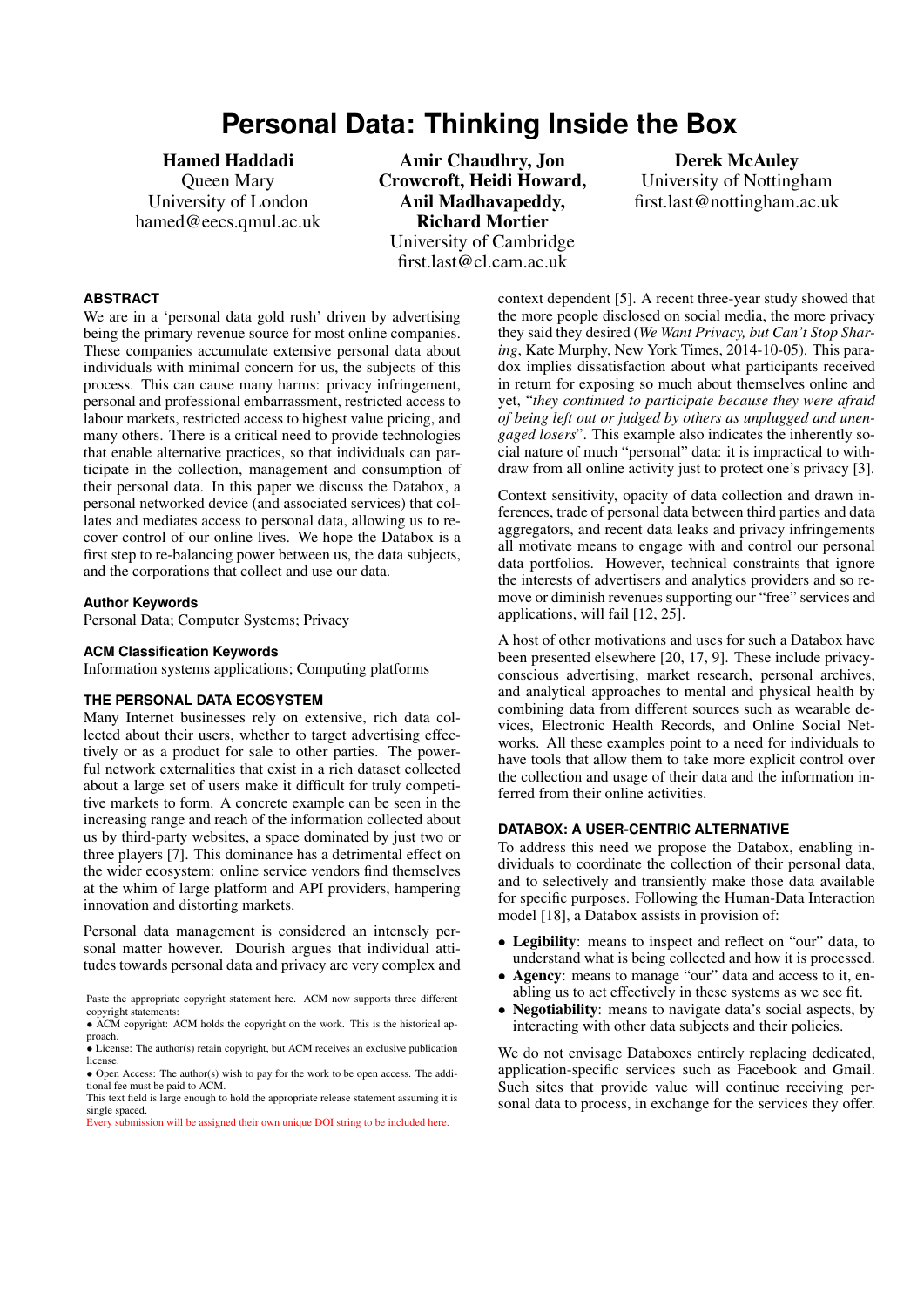# Personal Data: Thinking Inside the Box

**Hamed Haddadi**
Queen Mary
University of London
hamed@eecs.qmul.ac.uk

**Amir Chaudhry, Jon Crowcroft, Heidi Howard, Anil Madhavapeddy, Richard Mortier**
University of Cambridge
first.last@cl.cam.ac.uk

**Derek McAuley**
University of Nottingham
first.last@nottingham.ac.uk

## ABSTRACT

We are in a 'personal data gold rush' driven by advertising being the primary revenue source for most online companies. These companies accumulate extensive personal data about individuals with minimal concern for us, the subjects of this process. This can cause many harms: privacy infringement, personal and professional embarrassment, restricted access to labour markets, restricted access to highest value pricing, and many others. There is a critical need to provide technologies that enable alternative practices, so that individuals can participate in the collection, management and consumption of their personal data. In this paper we discuss the Databox, a personal networked device (and associated services) that collates and mediates access to personal data, allowing us to recover control of our online lives. We hope the Databox is a first step to re-balancing power between us, the data subjects, and the corporations that collect and use our data.

### Author Keywords

Personal Data; Computer Systems; Privacy

### ACM Classification Keywords

Information systems applications; Computing platforms

## THE PERSONAL DATA ECOSYSTEM

Many Internet businesses rely on extensive, rich data collected about their users, whether to target advertising effectively or as a product for sale to other parties. The powerful network externalities that exist in a rich dataset collected about a large set of users make it difficult for truly competitive markets to form. A concrete example can be seen in the increasing range and reach of the information collected about us by third-party websites, a space dominated by just two or three players [7]. This dominance has a detrimental effect on the wider ecosystem: online service vendors find themselves at the whim of large platform and API providers, hampering innovation and distorting markets.

Personal data management is considered an intensely personal matter however. Dourish argues that individual attitudes towards personal data and privacy are very complex and context dependent [5]. A recent three-year study showed that the more people disclosed on social media, the more privacy they said they desired (*We Want Privacy, but Can't Stop Sharing*, Kate Murphy, New York Times, 2014-10-05). This paradox implies dissatisfaction about what participants received in return for exposing so much about themselves online and yet, "*they continued to participate because they were afraid of being left out or judged by others as unplugged and unengaged losers*". This example also indicates the inherently social nature of much "personal" data: it is impractical to withdraw from all online activity just to protect one's privacy [3].

Context sensitivity, opacity of data collection and drawn inferences, trade of personal data between third parties and data aggregators, and recent data leaks and privacy infringements all motivate means to engage with and control our personal data portfolios. However, technical constraints that ignore the interests of advertisers and analytics providers and so remove or diminish revenues supporting our "free" services and applications, will fail [12, 25].

A host of other motivations and uses for such a Databox have been presented elsewhere [20, 17, 9]. These include privacy-conscious advertising, market research, personal archives, and analytical approaches to mental and physical health by combining data from different sources such as wearable devices, Electronic Health Records, and Online Social Networks. All these examples point to a need for individuals to have tools that allow them to take more explicit control over the collection and usage of their data and the information inferred from their online activities.

## DATABOX: A USER-CENTRIC ALTERNATIVE

To address this need we propose the Databox, enabling individuals to coordinate the collection of their personal data, and to selectively and transiently make those data available for specific purposes. Following the Human-Data Interaction model [18], a Databox assists in provision of:

- **Legibility**: means to inspect and reflect on "our" data, to understand what is being collected and how it is processed.
- **Agency**: means to manage "our" data and access to it, enabling us to act effectively in these systems as we see fit.
- **Negotiability**: means to navigate data's social aspects, by interacting with other data subjects and their policies.

We do not envisage Databoxes entirely replacing dedicated, application-specific services such as Facebook and Gmail. Such sites that provide value will continue receiving personal data to process, in exchange for the services they offer.

Paste the appropriate copyright statement here. ACM now supports three different copyright statements:
- ACM copyright: ACM holds the copyright on the work. This is the historical approach.
- License: The author(s) retain copyright, but ACM receives an exclusive publication license.
- Open Access: The author(s) wish to pay for the work to be open access. The additional fee must be paid to ACM.

This text field is large enough to hold the appropriate release statement assuming it is single spaced.
Every submission will be assigned their own unique DOI string to be included here.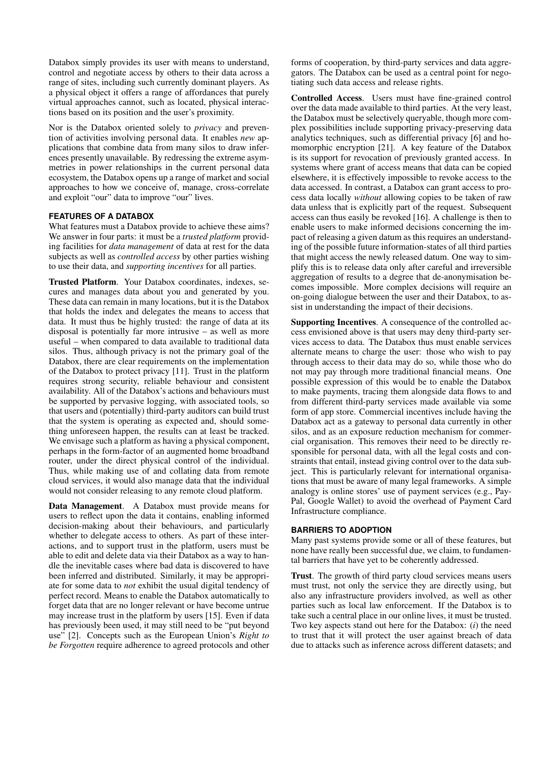Databox simply provides its user with means to understand, control and negotiate access by others to their data across a range of sites, including such currently dominant players. As a physical object it offers a range of affordances that purely virtual approaches cannot, such as located, physical interactions based on its position and the user's proximity.

Nor is the Databox oriented solely to *privacy* and prevention of activities involving personal data. It enables *new* applications that combine data from many silos to draw inferences presently unavailable. By redressing the extreme asymmetries in power relationships in the current personal data ecosystem, the Databox opens up a range of market and social approaches to how we conceive of, manage, cross-correlate and exploit "our" data to improve "our" lives.

## FEATURES OF A DATABOX

What features must a Databox provide to achieve these aims? We answer in four parts: it must be a *trusted platform* providing facilities for *data management* of data at rest for the data subjects as well as *controlled access* by other parties wishing to use their data, and *supporting incentives* for all parties.

**Trusted Platform**. Your Databox coordinates, indexes, secures and manages data about you and generated by you. These data can remain in many locations, but it is the Databox that holds the index and delegates the means to access that data. It must thus be highly trusted: the range of data at its disposal is potentially far more intrusive – as well as more useful – when compared to data available to traditional data silos. Thus, although privacy is not the primary goal of the Databox, there are clear requirements on the implementation of the Databox to protect privacy [11]. Trust in the platform requires strong security, reliable behaviour and consistent availability. All of the Databox's actions and behaviours must be supported by pervasive logging, with associated tools, so that users and (potentially) third-party auditors can build trust that the system is operating as expected and, should something unforeseen happen, the results can at least be tracked. We envisage such a platform as having a physical component, perhaps in the form-factor of an augmented home broadband router, under the direct physical control of the individual. Thus, while making use of and collating data from remote cloud services, it would also manage data that the individual would not consider releasing to any remote cloud platform.

**Data Management**. A Databox must provide means for users to reflect upon the data it contains, enabling informed decision-making about their behaviours, and particularly whether to delegate access to others. As part of these interactions, and to support trust in the platform, users must be able to edit and delete data via their Databox as a way to handle the inevitable cases where bad data is discovered to have been inferred and distributed. Similarly, it may be appropriate for some data to *not* exhibit the usual digital tendency of perfect record. Means to enable the Databox automatically to forget data that are no longer relevant or have become untrue may increase trust in the platform by users [15]. Even if data has previously been used, it may still need to be "put beyond use" [2]. Concepts such as the European Union's *Right to be Forgotten* require adherence to agreed protocols and other forms of cooperation, by third-party services and data aggregators. The Databox can be used as a central point for negotiating such data access and release rights.

**Controlled Access**. Users must have fine-grained control over the data made available to third parties. At the very least, the Databox must be selectively queryable, though more complex possibilities include supporting privacy-preserving data analytics techniques, such as differential privacy [6] and homomorphic encryption [21]. A key feature of the Databox is its support for revocation of previously granted access. In systems where grant of access means that data can be copied elsewhere, it is effectively impossible to revoke access to the data accessed. In contrast, a Databox can grant access to process data locally *without* allowing copies to be taken of raw data unless that is explicitly part of the request. Subsequent access can thus easily be revoked [16]. A challenge is then to enable users to make informed decisions concerning the impact of releasing a given datum as this requires an understanding of the possible future information-states of all third parties that might access the newly released datum. One way to simplify this is to release data only after careful and irreversible aggregation of results to a degree that de-anonymisation becomes impossible. More complex decisions will require an on-going dialogue between the user and their Databox, to assist in understanding the impact of their decisions.

**Supporting Incentives**. A consequence of the controlled access envisioned above is that users may deny third-party services access to data. The Databox thus must enable services alternate means to charge the user: those who wish to pay through access to their data may do so, while those who do not may pay through more traditional financial means. One possible expression of this would be to enable the Databox to make payments, tracing them alongside data flows to and from different third-party services made available via some form of app store. Commercial incentives include having the Databox act as a gateway to personal data currently in other silos, and as an exposure reduction mechanism for commercial organisation. This removes their need to be directly responsible for personal data, with all the legal costs and constraints that entail, instead giving control over to the data subject. This is particularly relevant for international organisations that must be aware of many legal frameworks. A simple analogy is online stores' use of payment services (e.g., PayPal, Google Wallet) to avoid the overhead of Payment Card Infrastructure compliance.

## BARRIERS TO ADOPTION

Many past systems provide some or all of these features, but none have really been successful due, we claim, to fundamental barriers that have yet to be coherently addressed.

**Trust**. The growth of third party cloud services means users must trust, not only the service they are directly using, but also any infrastructure providers involved, as well as other parties such as local law enforcement. If the Databox is to take such a central place in our online lives, it must be trusted. Two key aspects stand out here for the Databox: (*i*) the need to trust that it will protect the user against breach of data due to attacks such as inference across different datasets; and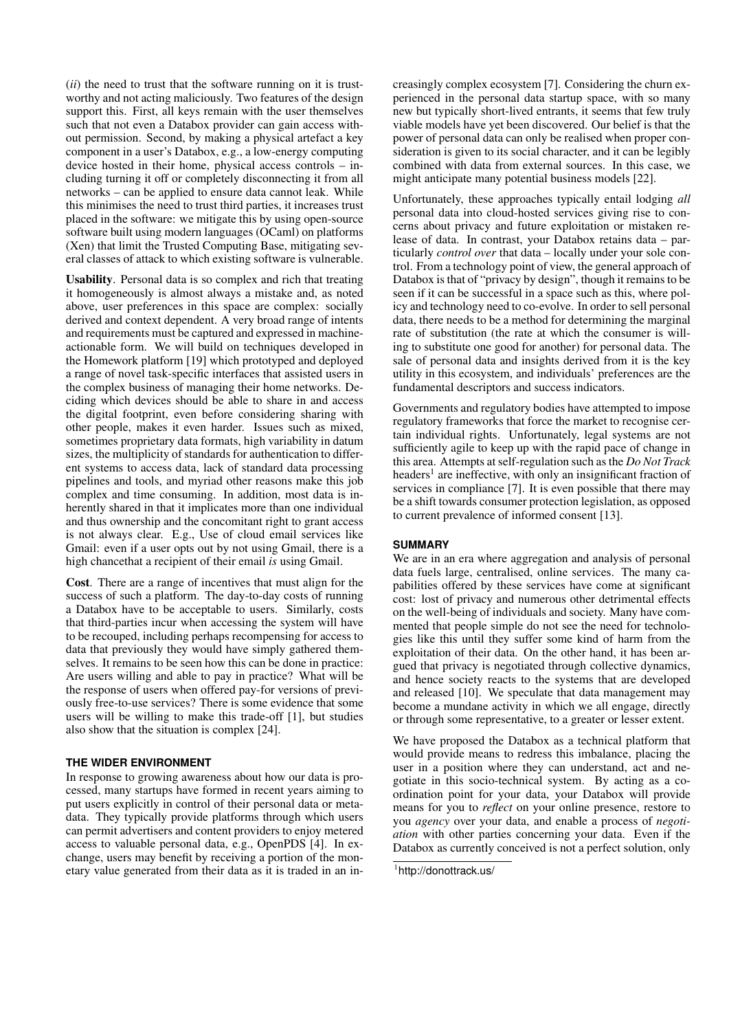(*ii*) the need to trust that the software running on it is trustworthy and not acting maliciously. Two features of the design support this. First, all keys remain with the user themselves such that not even a Databox provider can gain access without permission. Second, by making a physical artefact a key component in a user's Databox, e.g., a low-energy computing device hosted in their home, physical access controls – including turning it off or completely disconnecting it from all networks – can be applied to ensure data cannot leak. While this minimises the need to trust third parties, it increases trust placed in the software: we mitigate this by using open-source software built using modern languages (OCaml) on platforms (Xen) that limit the Trusted Computing Base, mitigating several classes of attack to which existing software is vulnerable.

**Usability**. Personal data is so complex and rich that treating it homogeneously is almost always a mistake and, as noted above, user preferences in this space are complex: socially derived and context dependent. A very broad range of intents and requirements must be captured and expressed in machine-actionable form. We will build on techniques developed in the Homework platform [19] which prototyped and deployed a range of novel task-specific interfaces that assisted users in the complex business of managing their home networks. Deciding which devices should be able to share in and access the digital footprint, even before considering sharing with other people, makes it even harder. Issues such as mixed, sometimes proprietary data formats, high variability in datum sizes, the multiplicity of standards for authentication to different systems to access data, lack of standard data processing pipelines and tools, and myriad other reasons make this job complex and time consuming. In addition, most data is inherently shared in that it implicates more than one individual and thus ownership and the concomitant right to grant access is not always clear. E.g., Use of cloud email services like Gmail: even if a user opts out by not using Gmail, there is a high chancethat a recipient of their email *is* using Gmail.

**Cost**. There are a range of incentives that must align for the success of such a platform. The day-to-day costs of running a Databox have to be acceptable to users. Similarly, costs that third-parties incur when accessing the system will have to be recouped, including perhaps recompensing for access to data that previously they would have simply gathered themselves. It remains to be seen how this can be done in practice: Are users willing and able to pay in practice? What will be the response of users when offered pay-for versions of previously free-to-use services? There is some evidence that some users will be willing to make this trade-off [1], but studies also show that the situation is complex [24].

## THE WIDER ENVIRONMENT

In response to growing awareness about how our data is processed, many startups have formed in recent years aiming to put users explicitly in control of their personal data or metadata. They typically provide platforms through which users can permit advertisers and content providers to enjoy metered access to valuable personal data, e.g., OpenPDS [4]. In exchange, users may benefit by receiving a portion of the monetary value generated from their data as it is traded in an increasingly complex ecosystem [7]. Considering the churn experienced in the personal data startup space, with so many new but typically short-lived entrants, it seems that few truly viable models have yet been discovered. Our belief is that the power of personal data can only be realised when proper consideration is given to its social character, and it can be legibly combined with data from external sources. In this case, we might anticipate many potential business models [22].

Unfortunately, these approaches typically entail lodging *all* personal data into cloud-hosted services giving rise to concerns about privacy and future exploitation or mistaken release of data. In contrast, your Databox retains data – particularly *control over* that data – locally under your sole control. From a technology point of view, the general approach of Databox is that of "privacy by design", though it remains to be seen if it can be successful in a space such as this, where policy and technology need to co-evolve. In order to sell personal data, there needs to be a method for determining the marginal rate of substitution (the rate at which the consumer is willing to substitute one good for another) for personal data. The sale of personal data and insights derived from it is the key utility in this ecosystem, and individuals' preferences are the fundamental descriptors and success indicators.

Governments and regulatory bodies have attempted to impose regulatory frameworks that force the market to recognise certain individual rights. Unfortunately, legal systems are not sufficiently agile to keep up with the rapid pace of change in this area. Attempts at self-regulation such as the *Do Not Track* headers[1] are ineffective, with only an insignificant fraction of services in compliance [7]. It is even possible that there may be a shift towards consumer protection legislation, as opposed to current prevalence of informed consent [13].

## SUMMARY

We are in an era where aggregation and analysis of personal data fuels large, centralised, online services. The many capabilities offered by these services have come at significant cost: lost of privacy and numerous other detrimental effects on the well-being of individuals and society. Many have commented that people simple do not see the need for technologies like this until they suffer some kind of harm from the exploitation of their data. On the other hand, it has been argued that privacy is negotiated through collective dynamics, and hence society reacts to the systems that are developed and released [10]. We speculate that data management may become a mundane activity in which we all engage, directly or through some representative, to a greater or lesser extent.

We have proposed the Databox as a technical platform that would provide means to redress this imbalance, placing the user in a position where they can understand, act and negotiate in this socio-technical system. By acting as a coordination point for your data, your Databox will provide means for you to *reflect* on your online presence, restore to you *agency* over your data, and enable a process of *negotiation* with other parties concerning your data. Even if the Databox as currently conceived is not a perfect solution, only

[1] http://donottrack.us/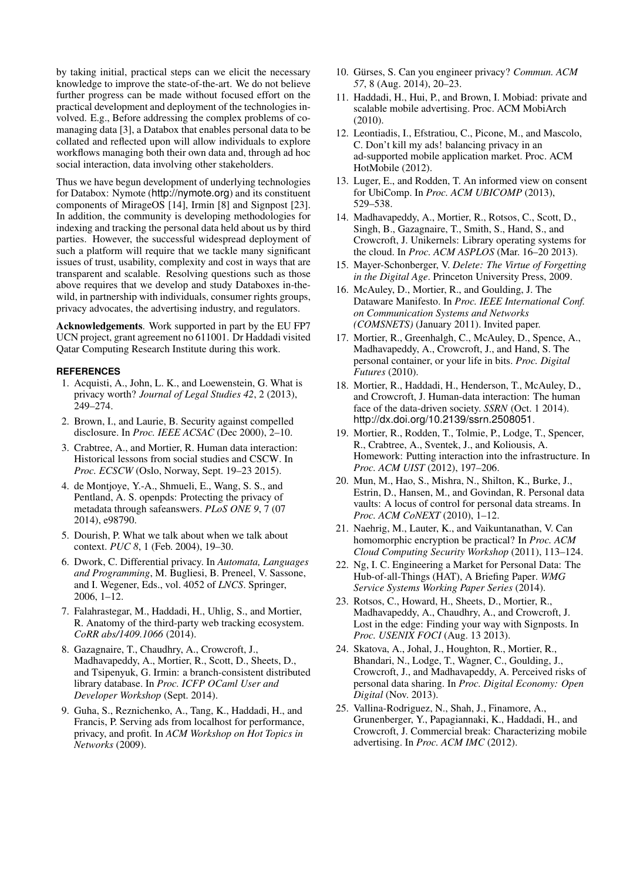by taking initial, practical steps can we elicit the necessary knowledge to improve the state-of-the-art. We do not believe further progress can be made without focused effort on the practical development and deployment of the technologies involved. E.g., Before addressing the complex problems of co-managing data [3], a Databox that enables personal data to be collated and reflected upon will allow individuals to explore workflows managing both their own data and, through ad hoc social interaction, data involving other stakeholders.

Thus we have begun development of underlying technologies for Databox: Nymote (http://nymote.org) and its constituent components of MirageOS [14], Irmin [8] and Signpost [23]. In addition, the community is developing methodologies for indexing and tracking the personal data held about us by third parties. However, the successful widespread deployment of such a platform will require that we tackle many significant issues of trust, usability, complexity and cost in ways that are transparent and scalable. Resolving questions such as those above requires that we develop and study Databoxes in-the-wild, in partnership with individuals, consumer rights groups, privacy advocates, the advertising industry, and regulators.

**Acknowledgements**. Work supported in part by the EU FP7 UCN project, grant agreement no 611001. Dr Haddadi visited Qatar Computing Research Institute during this work.

## REFERENCES

1. Acquisti, A., John, L. K., and Loewenstein, G. What is privacy worth? *Journal of Legal Studies 42*, 2 (2013), 249–274.
2. Brown, I., and Laurie, B. Security against compelled disclosure. In *Proc. IEEE ACSAC* (Dec 2000), 2–10.
3. Crabtree, A., and Mortier, R. Human data interaction: Historical lessons from social studies and CSCW. In *Proc. ECSCW* (Oslo, Norway, Sept. 19–23 2015).
4. de Montjoye, Y.-A., Shmueli, E., Wang, S. S., and Pentland, A. S. openpds: Protecting the privacy of metadata through safeanswers. *PLoS ONE 9*, 7 (07 2014), e98790.
5. Dourish, P. What we talk about when we talk about context. *PUC 8*, 1 (Feb. 2004), 19–30.
6. Dwork, C. Differential privacy. In *Automata, Languages and Programming*, M. Bugliesi, B. Preneel, V. Sassone, and I. Wegener, Eds., vol. 4052 of *LNCS*. Springer, 2006, 1–12.
7. Falahrastegar, M., Haddadi, H., Uhlig, S., and Mortier, R. Anatomy of the third-party web tracking ecosystem. *CoRR abs/1409.1066* (2014).
8. Gazagnaire, T., Chaudhry, A., Crowcroft, J., Madhavapeddy, A., Mortier, R., Scott, D., Sheets, D., and Tsipenyuk, G. Irmin: a branch-consistent distributed library database. In *Proc. ICFP OCaml User and Developer Workshop* (Sept. 2014).
9. Guha, S., Reznichenko, A., Tang, K., Haddadi, H., and Francis, P. Serving ads from localhost for performance, privacy, and profit. In *ACM Workshop on Hot Topics in Networks* (2009).
10. Gürses, S. Can you engineer privacy? *Commun. ACM 57*, 8 (Aug. 2014), 20–23.
11. Haddadi, H., Hui, P., and Brown, I. Mobiad: private and scalable mobile advertising. Proc. ACM MobiArch (2010).
12. Leontiadis, I., Efstratiou, C., Picone, M., and Mascolo, C. Don't kill my ads! balancing privacy in an ad-supported mobile application market. Proc. ACM HotMobile (2012).
13. Luger, E., and Rodden, T. An informed view on consent for UbiComp. In *Proc. ACM UBICOMP* (2013), 529–538.
14. Madhavapeddy, A., Mortier, R., Rotsos, C., Scott, D., Singh, B., Gazagnaire, T., Smith, S., Hand, S., and Crowcroft, J. Unikernels: Library operating systems for the cloud. In *Proc. ACM ASPLOS* (Mar. 16–20 2013).
15. Mayer-Schonberger, V. *Delete: The Virtue of Forgetting in the Digital Age*. Princeton University Press, 2009.
16. McAuley, D., Mortier, R., and Goulding, J. The Dataware Manifesto. In *Proc. IEEE International Conf. on Communication Systems and Networks (COMSNETS)* (January 2011). Invited paper.
17. Mortier, R., Greenhalgh, C., McAuley, D., Spence, A., Madhavapeddy, A., Crowcroft, J., and Hand, S. The personal container, or your life in bits. *Proc. Digital Futures* (2010).
18. Mortier, R., Haddadi, H., Henderson, T., McAuley, D., and Crowcroft, J. Human-data interaction: The human face of the data-driven society. *SSRN* (Oct. 1 2014). http://dx.doi.org/10.2139/ssrn.2508051.
19. Mortier, R., Rodden, T., Tolmie, P., Lodge, T., Spencer, R., Crabtree, A., Sventek, J., and Koliousis, A. Homework: Putting interaction into the infrastructure. In *Proc. ACM UIST* (2012), 197–206.
20. Mun, M., Hao, S., Mishra, N., Shilton, K., Burke, J., Estrin, D., Hansen, M., and Govindan, R. Personal data vaults: A locus of control for personal data streams. In *Proc. ACM CoNEXT* (2010), 1–12.
21. Naehrig, M., Lauter, K., and Vaikuntanathan, V. Can homomorphic encryption be practical? In *Proc. ACM Cloud Computing Security Workshop* (2011), 113–124.
22. Ng, I. C. Engineering a Market for Personal Data: The Hub-of-all-Things (HAT), A Briefing Paper. *WMG Service Systems Working Paper Series* (2014).
23. Rotsos, C., Howard, H., Sheets, D., Mortier, R., Madhavapeddy, A., Chaudhry, A., and Crowcroft, J. Lost in the edge: Finding your way with Signposts. In *Proc. USENIX FOCI* (Aug. 13 2013).
24. Skatova, A., Johal, J., Houghton, R., Mortier, R., Bhandari, N., Lodge, T., Wagner, C., Goulding, J., Crowcroft, J., and Madhavapeddy, A. Perceived risks of personal data sharing. In *Proc. Digital Economy: Open Digital* (Nov. 2013).
25. Vallina-Rodriguez, N., Shah, J., Finamore, A., Grunenberger, Y., Papagiannaki, K., Haddadi, H., and Crowcroft, J. Commercial break: Characterizing mobile advertising. In *Proc. ACM IMC* (2012).